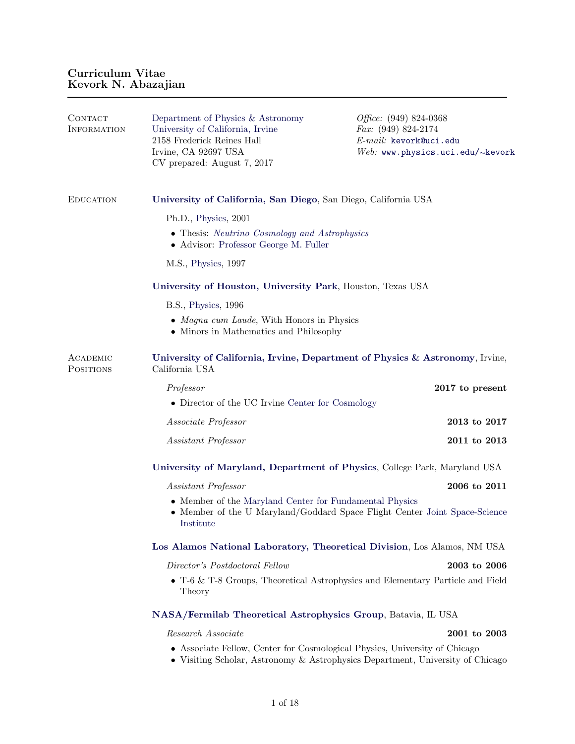# Curriculum Vitae
# Kevork N. Abazajian

## Contact Information

Department of Physics & Astronomy
University of California, Irvine
2158 Frederick Reines Hall
Irvine, CA 92697 USA
CV prepared: August 7, 2017

*Office:* (949) 824-0368
*Fax:* (949) 824-2174
*E-mail:* kevork@uci.edu
*Web:* www.physics.uci.edu/∼kevork

## Education

**University of California, San Diego**, San Diego, California USA

Ph.D., Physics, 2001

- Thesis: *Neutrino Cosmology and Astrophysics*
- Advisor: Professor George M. Fuller

M.S., Physics, 1997

**University of Houston, University Park**, Houston, Texas USA

B.S., Physics, 1996

- *Magna cum Laude*, With Honors in Physics
- Minors in Mathematics and Philosophy

## Academic Positions

**University of California, Irvine, Department of Physics & Astronomy**, Irvine, California USA

*Professor* — **2017 to present**

- Director of the UC Irvine Center for Cosmology

*Associate Professor* — **2013 to 2017**

*Assistant Professor* — **2011 to 2013**

**University of Maryland, Department of Physics**, College Park, Maryland USA

*Assistant Professor* — **2006 to 2011**

- Member of the Maryland Center for Fundamental Physics
- Member of the U Maryland/Goddard Space Flight Center Joint Space-Science Institute

**Los Alamos National Laboratory, Theoretical Division**, Los Alamos, NM USA

*Director's Postdoctoral Fellow* — **2003 to 2006**

- T-6 & T-8 Groups, Theoretical Astrophysics and Elementary Particle and Field Theory

**NASA/Fermilab Theoretical Astrophysics Group**, Batavia, IL USA

*Research Associate* — **2001 to 2003**

- Associate Fellow, Center for Cosmological Physics, University of Chicago
- Visiting Scholar, Astronomy & Astrophysics Department, University of Chicago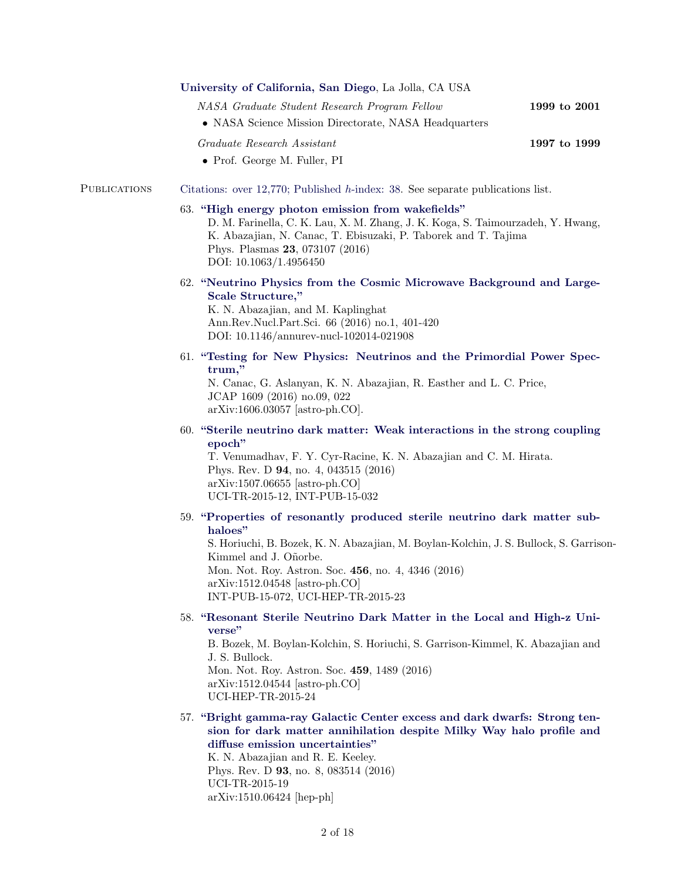**University of California, San Diego**, La Jolla, CA USA

*NASA Graduate Student Research Program Fellow* **1999 to 2001**

- NASA Science Mission Directorate, NASA Headquarters

*Graduate Research Assistant* **1997 to 1999**

- Prof. George M. Fuller, PI

## Publications

Citations: over 12,770; Published *h*-index: 38. See separate publications list.

63. **"High energy photon emission from wakefields"**
D. M. Farinella, C. K. Lau, X. M. Zhang, J. K. Koga, S. Taimourzadeh, Y. Hwang, K. Abazajian, N. Canac, T. Ebisuzaki, P. Taborek and T. Tajima
Phys. Plasmas **23**, 073107 (2016)
DOI: 10.1063/1.4956450

62. **"Neutrino Physics from the Cosmic Microwave Background and Large-Scale Structure,"**
K. N. Abazajian, and M. Kaplinghat
Ann.Rev.Nucl.Part.Sci. 66 (2016) no.1, 401-420
DOI: 10.1146/annurev-nucl-102014-021908

61. **"Testing for New Physics: Neutrinos and the Primordial Power Spectrum,"**
N. Canac, G. Aslanyan, K. N. Abazajian, R. Easther and L. C. Price,
JCAP 1609 (2016) no.09, 022
arXiv:1606.03057 [astro-ph.CO].

60. **"Sterile neutrino dark matter: Weak interactions in the strong coupling epoch"**
T. Venumadhav, F. Y. Cyr-Racine, K. N. Abazajian and C. M. Hirata.
Phys. Rev. D **94**, no. 4, 043515 (2016)
arXiv:1507.06655 [astro-ph.CO]
UCI-TR-2015-12, INT-PUB-15-032

59. **"Properties of resonantly produced sterile neutrino dark matter subhaloes"**
S. Horiuchi, B. Bozek, K. N. Abazajian, M. Boylan-Kolchin, J. S. Bullock, S. Garrison-Kimmel and J. Oñorbe.
Mon. Not. Roy. Astron. Soc. **456**, no. 4, 4346 (2016)
arXiv:1512.04548 [astro-ph.CO]
INT-PUB-15-072, UCI-HEP-TR-2015-23

58. **"Resonant Sterile Neutrino Dark Matter in the Local and High-z Universe"**
B. Bozek, M. Boylan-Kolchin, S. Horiuchi, S. Garrison-Kimmel, K. Abazajian and J. S. Bullock.
Mon. Not. Roy. Astron. Soc. **459**, 1489 (2016)
arXiv:1512.04544 [astro-ph.CO]
UCI-HEP-TR-2015-24

57. **"Bright gamma-ray Galactic Center excess and dark dwarfs: Strong tension for dark matter annihilation despite Milky Way halo profile and diffuse emission uncertainties"**
K. N. Abazajian and R. E. Keeley.
Phys. Rev. D **93**, no. 8, 083514 (2016)
UCI-TR-2015-19
arXiv:1510.06424 [hep-ph]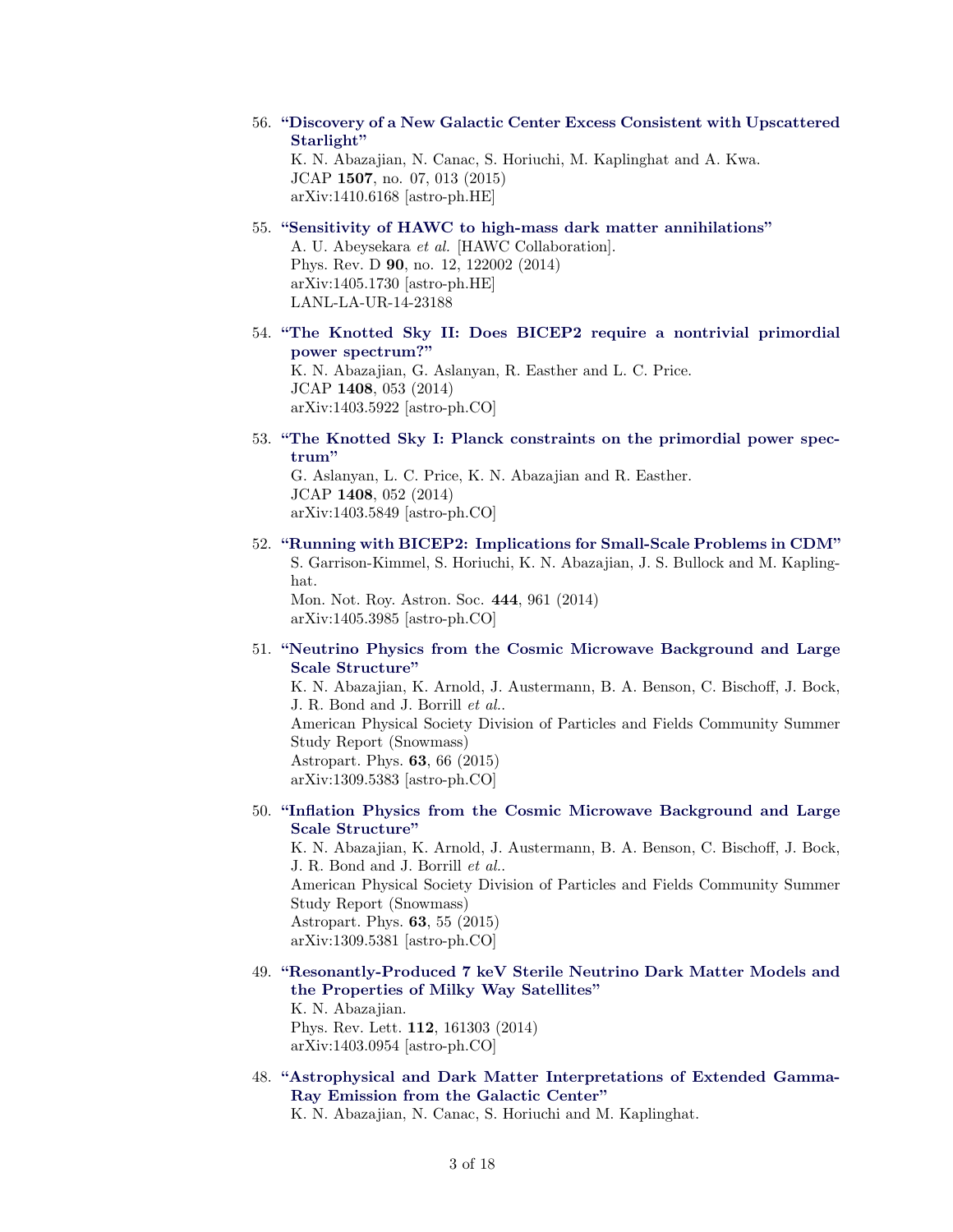56. **"Discovery of a New Galactic Center Excess Consistent with Upscattered Starlight"**
    K. N. Abazajian, N. Canac, S. Horiuchi, M. Kaplinghat and A. Kwa.
    JCAP **1507**, no. 07, 013 (2015)
    arXiv:1410.6168 [astro-ph.HE]

55. **"Sensitivity of HAWC to high-mass dark matter annihilations"**
    A. U. Abeysekara *et al.* [HAWC Collaboration].
    Phys. Rev. D **90**, no. 12, 122002 (2014)
    arXiv:1405.1730 [astro-ph.HE]
    LANL-LA-UR-14-23188

54. **"The Knotted Sky II: Does BICEP2 require a nontrivial primordial power spectrum?"**
    K. N. Abazajian, G. Aslanyan, R. Easther and L. C. Price.
    JCAP **1408**, 053 (2014)
    arXiv:1403.5922 [astro-ph.CO]

53. **"The Knotted Sky I: Planck constraints on the primordial power spectrum"**
    G. Aslanyan, L. C. Price, K. N. Abazajian and R. Easther.
    JCAP **1408**, 052 (2014)
    arXiv:1403.5849 [astro-ph.CO]

52. **"Running with BICEP2: Implications for Small-Scale Problems in CDM"**
    S. Garrison-Kimmel, S. Horiuchi, K. N. Abazajian, J. S. Bullock and M. Kaplinghat.
    Mon. Not. Roy. Astron. Soc. **444**, 961 (2014)
    arXiv:1405.3985 [astro-ph.CO]

51. **"Neutrino Physics from the Cosmic Microwave Background and Large Scale Structure"**
    K. N. Abazajian, K. Arnold, J. Austermann, B. A. Benson, C. Bischoff, J. Bock, J. R. Bond and J. Borrill *et al.*.
    American Physical Society Division of Particles and Fields Community Summer Study Report (Snowmass)
    Astropart. Phys. **63**, 66 (2015)
    arXiv:1309.5383 [astro-ph.CO]

50. **"Inflation Physics from the Cosmic Microwave Background and Large Scale Structure"**
    K. N. Abazajian, K. Arnold, J. Austermann, B. A. Benson, C. Bischoff, J. Bock, J. R. Bond and J. Borrill *et al.*.
    American Physical Society Division of Particles and Fields Community Summer Study Report (Snowmass)
    Astropart. Phys. **63**, 55 (2015)
    arXiv:1309.5381 [astro-ph.CO]

49. **"Resonantly-Produced 7 keV Sterile Neutrino Dark Matter Models and the Properties of Milky Way Satellites"**
    K. N. Abazajian.
    Phys. Rev. Lett. **112**, 161303 (2014)
    arXiv:1403.0954 [astro-ph.CO]

48. **"Astrophysical and Dark Matter Interpretations of Extended Gamma-Ray Emission from the Galactic Center"**
    K. N. Abazajian, N. Canac, S. Horiuchi and M. Kaplinghat.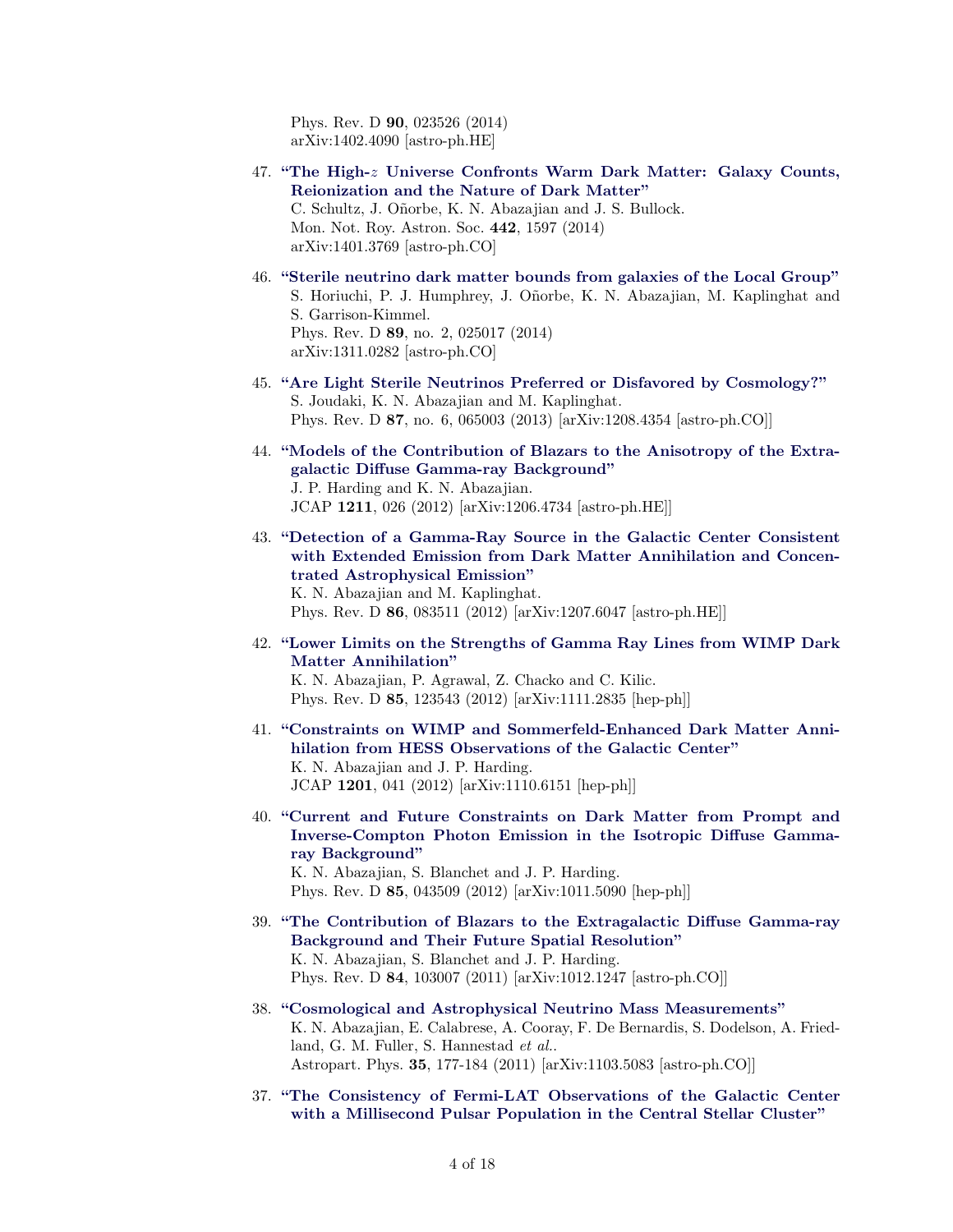Phys. Rev. D **90**, 023526 (2014)
arXiv:1402.4090 [astro-ph.HE]

47. **"The High-$z$ Universe Confronts Warm Dark Matter: Galaxy Counts, Reionization and the Nature of Dark Matter"**
C. Schultz, J. Oñorbe, K. N. Abazajian and J. S. Bullock.
Mon. Not. Roy. Astron. Soc. **442**, 1597 (2014)
arXiv:1401.3769 [astro-ph.CO]

46. **"Sterile neutrino dark matter bounds from galaxies of the Local Group"**
S. Horiuchi, P. J. Humphrey, J. Oñorbe, K. N. Abazajian, M. Kaplinghat and S. Garrison-Kimmel.
Phys. Rev. D **89**, no. 2, 025017 (2014)
arXiv:1311.0282 [astro-ph.CO]

45. **"Are Light Sterile Neutrinos Preferred or Disfavored by Cosmology?"**
S. Joudaki, K. N. Abazajian and M. Kaplinghat.
Phys. Rev. D **87**, no. 6, 065003 (2013) [arXiv:1208.4354 [astro-ph.CO]]

44. **"Models of the Contribution of Blazars to the Anisotropy of the Extragalactic Diffuse Gamma-ray Background"**
J. P. Harding and K. N. Abazajian.
JCAP **1211**, 026 (2012) [arXiv:1206.4734 [astro-ph.HE]]

43. **"Detection of a Gamma-Ray Source in the Galactic Center Consistent with Extended Emission from Dark Matter Annihilation and Concentrated Astrophysical Emission"**
K. N. Abazajian and M. Kaplinghat.
Phys. Rev. D **86**, 083511 (2012) [arXiv:1207.6047 [astro-ph.HE]]

42. **"Lower Limits on the Strengths of Gamma Ray Lines from WIMP Dark Matter Annihilation"**
K. N. Abazajian, P. Agrawal, Z. Chacko and C. Kilic.
Phys. Rev. D **85**, 123543 (2012) [arXiv:1111.2835 [hep-ph]]

41. **"Constraints on WIMP and Sommerfeld-Enhanced Dark Matter Annihilation from HESS Observations of the Galactic Center"**
K. N. Abazajian and J. P. Harding.
JCAP **1201**, 041 (2012) [arXiv:1110.6151 [hep-ph]]

40. **"Current and Future Constraints on Dark Matter from Prompt and Inverse-Compton Photon Emission in the Isotropic Diffuse Gamma-ray Background"**
K. N. Abazajian, S. Blanchet and J. P. Harding.
Phys. Rev. D **85**, 043509 (2012) [arXiv:1011.5090 [hep-ph]]

39. **"The Contribution of Blazars to the Extragalactic Diffuse Gamma-ray Background and Their Future Spatial Resolution"**
K. N. Abazajian, S. Blanchet and J. P. Harding.
Phys. Rev. D **84**, 103007 (2011) [arXiv:1012.1247 [astro-ph.CO]]

38. **"Cosmological and Astrophysical Neutrino Mass Measurements"**
K. N. Abazajian, E. Calabrese, A. Cooray, F. De Bernardis, S. Dodelson, A. Friedland, G. M. Fuller, S. Hannestad *et al.*.
Astropart. Phys. **35**, 177-184 (2011) [arXiv:1103.5083 [astro-ph.CO]]

37. **"The Consistency of Fermi-LAT Observations of the Galactic Center with a Millisecond Pulsar Population in the Central Stellar Cluster"**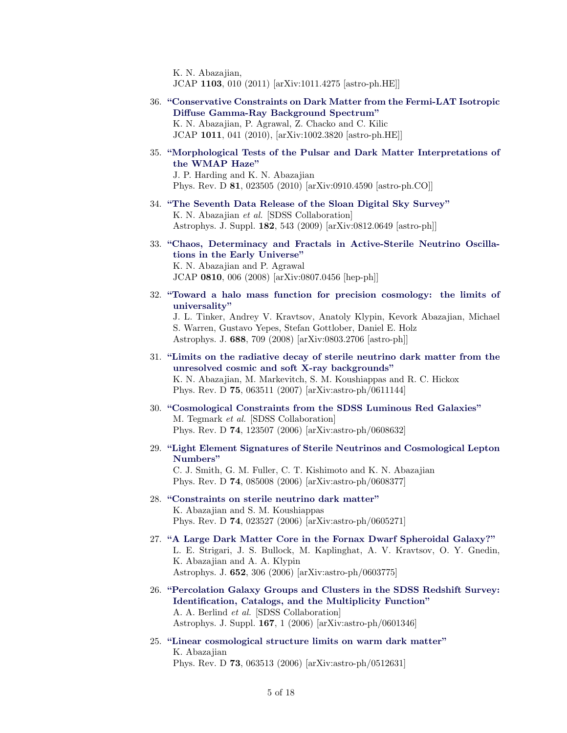K. N. Abazajian,
JCAP **1103**, 010 (2011) [arXiv:1011.4275 [astro-ph.HE]]

36. **"Conservative Constraints on Dark Matter from the Fermi-LAT Isotropic Diffuse Gamma-Ray Background Spectrum"**
K. N. Abazajian, P. Agrawal, Z. Chacko and C. Kilic
JCAP **1011**, 041 (2010), [arXiv:1002.3820 [astro-ph.HE]]

35. **"Morphological Tests of the Pulsar and Dark Matter Interpretations of the WMAP Haze"**
J. P. Harding and K. N. Abazajian
Phys. Rev. D **81**, 023505 (2010) [arXiv:0910.4590 [astro-ph.CO]]

34. **"The Seventh Data Release of the Sloan Digital Sky Survey"**
K. N. Abazajian *et al.* [SDSS Collaboration]
Astrophys. J. Suppl. **182**, 543 (2009) [arXiv:0812.0649 [astro-ph]]

33. **"Chaos, Determinacy and Fractals in Active-Sterile Neutrino Oscillations in the Early Universe"**
K. N. Abazajian and P. Agrawal
JCAP **0810**, 006 (2008) [arXiv:0807.0456 [hep-ph]]

32. **"Toward a halo mass function for precision cosmology: the limits of universality"**
J. L. Tinker, Andrey V. Kravtsov, Anatoly Klypin, Kevork Abazajian, Michael S. Warren, Gustavo Yepes, Stefan Gottlober, Daniel E. Holz
Astrophys. J. **688**, 709 (2008) [arXiv:0803.2706 [astro-ph]]

31. **"Limits on the radiative decay of sterile neutrino dark matter from the unresolved cosmic and soft X-ray backgrounds"**
K. N. Abazajian, M. Markevitch, S. M. Koushiappas and R. C. Hickox
Phys. Rev. D **75**, 063511 (2007) [arXiv:astro-ph/0611144]

30. **"Cosmological Constraints from the SDSS Luminous Red Galaxies"**
M. Tegmark *et al.* [SDSS Collaboration]
Phys. Rev. D **74**, 123507 (2006) [arXiv:astro-ph/0608632]

29. **"Light Element Signatures of Sterile Neutrinos and Cosmological Lepton Numbers"**
C. J. Smith, G. M. Fuller, C. T. Kishimoto and K. N. Abazajian
Phys. Rev. D **74**, 085008 (2006) [arXiv:astro-ph/0608377]

28. **"Constraints on sterile neutrino dark matter"**
K. Abazajian and S. M. Koushiappas
Phys. Rev. D **74**, 023527 (2006) [arXiv:astro-ph/0605271]

27. **"A Large Dark Matter Core in the Fornax Dwarf Spheroidal Galaxy?"**
L. E. Strigari, J. S. Bullock, M. Kaplinghat, A. V. Kravtsov, O. Y. Gnedin, K. Abazajian and A. A. Klypin
Astrophys. J. **652**, 306 (2006) [arXiv:astro-ph/0603775]

26. **"Percolation Galaxy Groups and Clusters in the SDSS Redshift Survey: Identification, Catalogs, and the Multiplicity Function"**
A. A. Berlind *et al.* [SDSS Collaboration]
Astrophys. J. Suppl. **167**, 1 (2006) [arXiv:astro-ph/0601346]

25. **"Linear cosmological structure limits on warm dark matter"**
K. Abazajian
Phys. Rev. D **73**, 063513 (2006) [arXiv:astro-ph/0512631]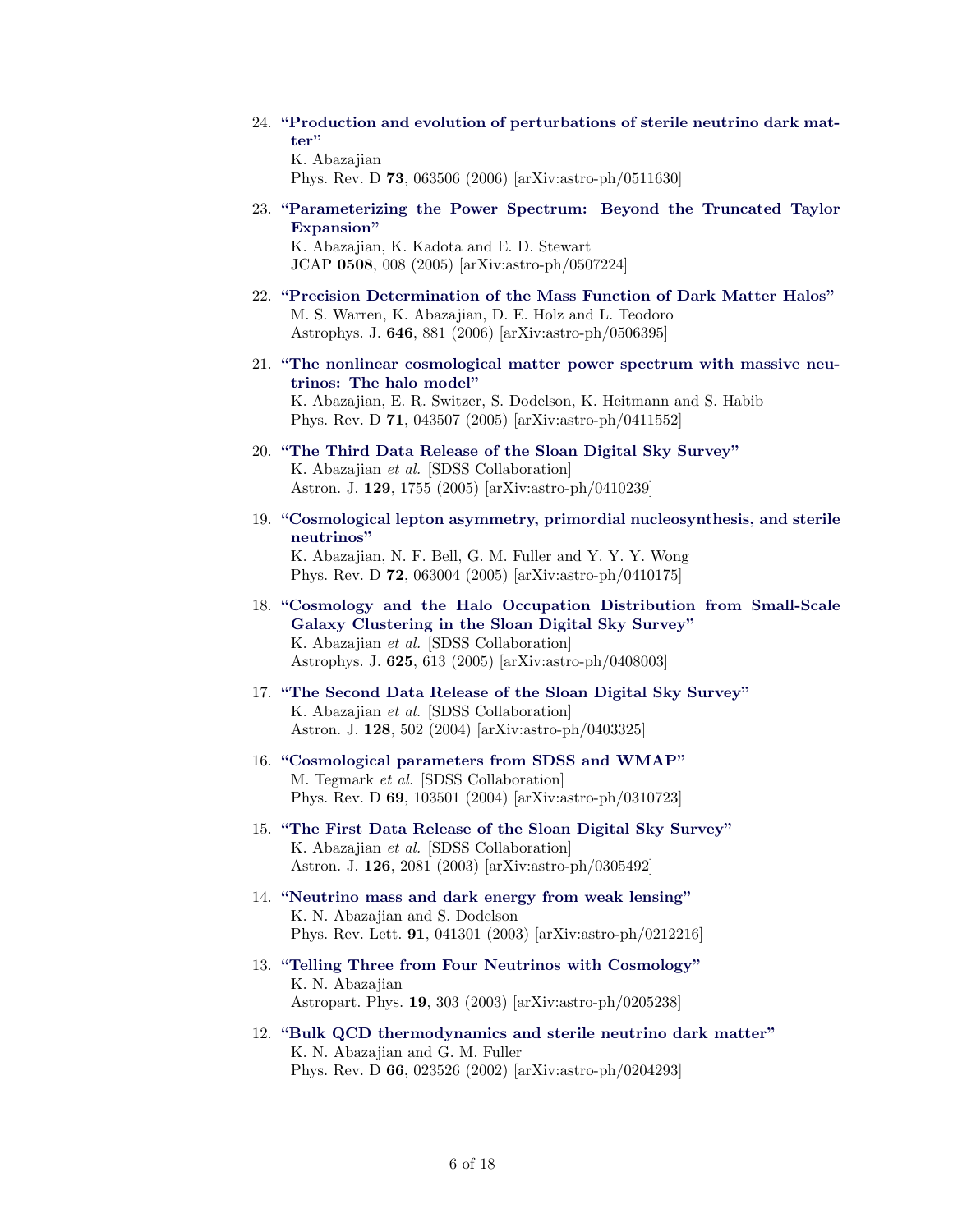24. **"Production and evolution of perturbations of sterile neutrino dark matter"**
    K. Abazajian
    Phys. Rev. D **73**, 063506 (2006) [arXiv:astro-ph/0511630]

23. **"Parameterizing the Power Spectrum: Beyond the Truncated Taylor Expansion"**
    K. Abazajian, K. Kadota and E. D. Stewart
    JCAP **0508**, 008 (2005) [arXiv:astro-ph/0507224]

22. **"Precision Determination of the Mass Function of Dark Matter Halos"**
    M. S. Warren, K. Abazajian, D. E. Holz and L. Teodoro
    Astrophys. J. **646**, 881 (2006) [arXiv:astro-ph/0506395]

21. **"The nonlinear cosmological matter power spectrum with massive neutrinos: The halo model"**
    K. Abazajian, E. R. Switzer, S. Dodelson, K. Heitmann and S. Habib
    Phys. Rev. D **71**, 043507 (2005) [arXiv:astro-ph/0411552]

20. **"The Third Data Release of the Sloan Digital Sky Survey"**
    K. Abazajian *et al.* [SDSS Collaboration]
    Astron. J. **129**, 1755 (2005) [arXiv:astro-ph/0410239]

19. **"Cosmological lepton asymmetry, primordial nucleosynthesis, and sterile neutrinos"**
    K. Abazajian, N. F. Bell, G. M. Fuller and Y. Y. Y. Wong
    Phys. Rev. D **72**, 063004 (2005) [arXiv:astro-ph/0410175]

18. **"Cosmology and the Halo Occupation Distribution from Small-Scale Galaxy Clustering in the Sloan Digital Sky Survey"**
    K. Abazajian *et al.* [SDSS Collaboration]
    Astrophys. J. **625**, 613 (2005) [arXiv:astro-ph/0408003]

17. **"The Second Data Release of the Sloan Digital Sky Survey"**
    K. Abazajian *et al.* [SDSS Collaboration]
    Astron. J. **128**, 502 (2004) [arXiv:astro-ph/0403325]

16. **"Cosmological parameters from SDSS and WMAP"**
    M. Tegmark *et al.* [SDSS Collaboration]
    Phys. Rev. D **69**, 103501 (2004) [arXiv:astro-ph/0310723]

15. **"The First Data Release of the Sloan Digital Sky Survey"**
    K. Abazajian *et al.* [SDSS Collaboration]
    Astron. J. **126**, 2081 (2003) [arXiv:astro-ph/0305492]

14. **"Neutrino mass and dark energy from weak lensing"**
    K. N. Abazajian and S. Dodelson
    Phys. Rev. Lett. **91**, 041301 (2003) [arXiv:astro-ph/0212216]

13. **"Telling Three from Four Neutrinos with Cosmology"**
    K. N. Abazajian
    Astropart. Phys. **19**, 303 (2003) [arXiv:astro-ph/0205238]

12. **"Bulk QCD thermodynamics and sterile neutrino dark matter"**
    K. N. Abazajian and G. M. Fuller
    Phys. Rev. D **66**, 023526 (2002) [arXiv:astro-ph/0204293]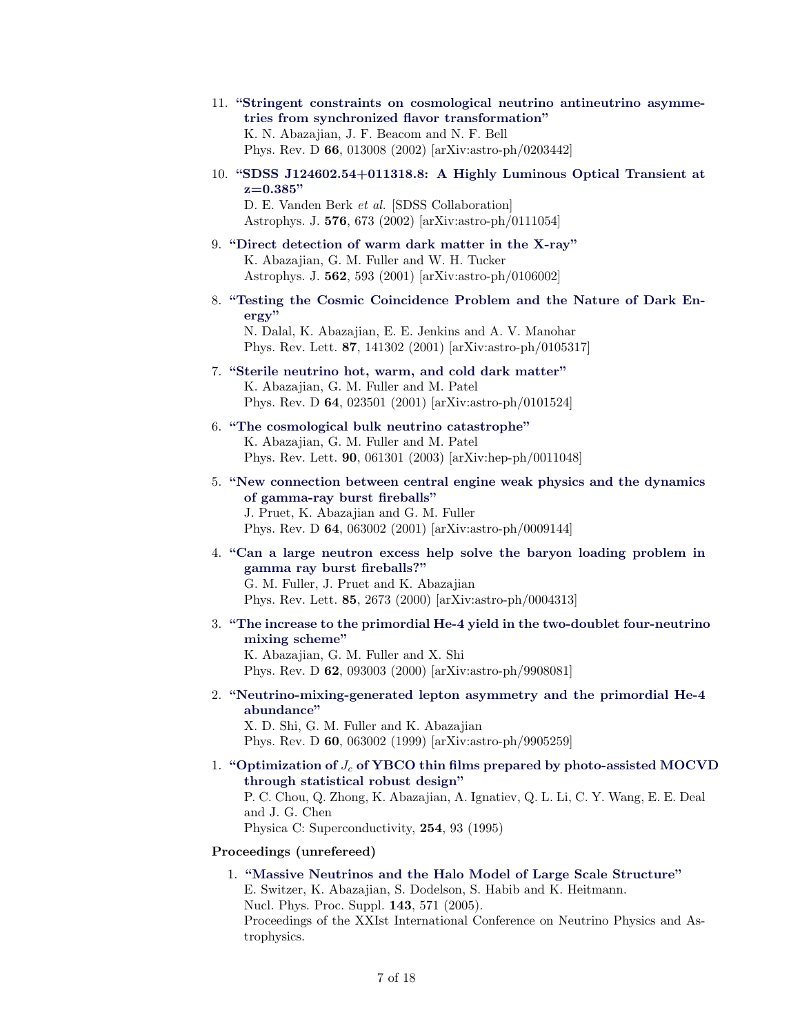11. **"Stringent constraints on cosmological neutrino antineutrino asymmetries from synchronized flavor transformation"**
    K. N. Abazajian, J. F. Beacom and N. F. Bell
    Phys. Rev. D **66**, 013008 (2002) [arXiv:astro-ph/0203442]

10. **"SDSS J124602.54+011318.8: A Highly Luminous Optical Transient at z=0.385"**
    D. E. Vanden Berk *et al.* [SDSS Collaboration]
    Astrophys. J. **576**, 673 (2002) [arXiv:astro-ph/0111054]

9. **"Direct detection of warm dark matter in the X-ray"**
   K. Abazajian, G. M. Fuller and W. H. Tucker
   Astrophys. J. **562**, 593 (2001) [arXiv:astro-ph/0106002]

8. **"Testing the Cosmic Coincidence Problem and the Nature of Dark Energy"**
   N. Dalal, K. Abazajian, E. E. Jenkins and A. V. Manohar
   Phys. Rev. Lett. **87**, 141302 (2001) [arXiv:astro-ph/0105317]

7. **"Sterile neutrino hot, warm, and cold dark matter"**
   K. Abazajian, G. M. Fuller and M. Patel
   Phys. Rev. D **64**, 023501 (2001) [arXiv:astro-ph/0101524]

6. **"The cosmological bulk neutrino catastrophe"**
   K. Abazajian, G. M. Fuller and M. Patel
   Phys. Rev. Lett. **90**, 061301 (2003) [arXiv:hep-ph/0011048]

5. **"New connection between central engine weak physics and the dynamics of gamma-ray burst fireballs"**
   J. Pruet, K. Abazajian and G. M. Fuller
   Phys. Rev. D **64**, 063002 (2001) [arXiv:astro-ph/0009144]

4. **"Can a large neutron excess help solve the baryon loading problem in gamma ray burst fireballs?"**
   G. M. Fuller, J. Pruet and K. Abazajian
   Phys. Rev. Lett. **85**, 2673 (2000) [arXiv:astro-ph/0004313]

3. **"The increase to the primordial He-4 yield in the two-doublet four-neutrino mixing scheme"**
   K. Abazajian, G. M. Fuller and X. Shi
   Phys. Rev. D **62**, 093003 (2000) [arXiv:astro-ph/9908081]

2. **"Neutrino-mixing-generated lepton asymmetry and the primordial He-4 abundance"**
   X. D. Shi, G. M. Fuller and K. Abazajian
   Phys. Rev. D **60**, 063002 (1999) [arXiv:astro-ph/9905259]

1. **"Optimization of $J_c$ of YBCO thin films prepared by photo-assisted MOCVD through statistical robust design"**
   P. C. Chou, Q. Zhong, K. Abazajian, A. Ignatiev, Q. L. Li, C. Y. Wang, E. E. Deal and J. G. Chen
   Physica C: Superconductivity, **254**, 93 (1995)

**Proceedings (unrefereed)**

1. **"Massive Neutrinos and the Halo Model of Large Scale Structure"**
   E. Switzer, K. Abazajian, S. Dodelson, S. Habib and K. Heitmann.
   Nucl. Phys. Proc. Suppl. **143**, 571 (2005).
   Proceedings of the XXIst International Conference on Neutrino Physics and Astrophysics.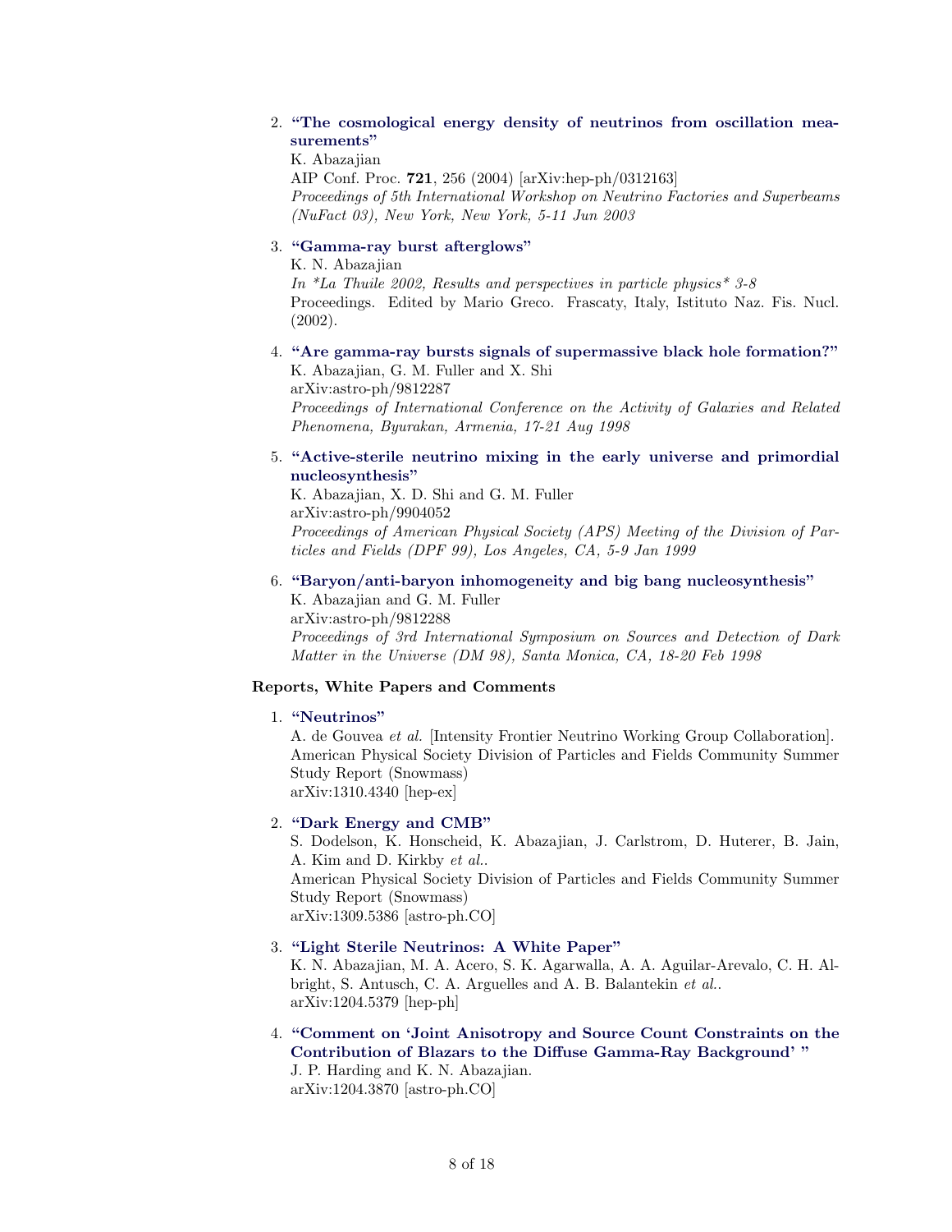2. **"The cosmological energy density of neutrinos from oscillation measurements"**
   K. Abazajian
   AIP Conf. Proc. **721**, 256 (2004) [arXiv:hep-ph/0312163]
   *Proceedings of 5th International Workshop on Neutrino Factories and Superbeams (NuFact 03), New York, New York, 5-11 Jun 2003*

3. **"Gamma-ray burst afterglows"**
   K. N. Abazajian
   *In *La Thuile 2002, Results and perspectives in particle physics* 3-8*
   Proceedings. Edited by Mario Greco. Frascaty, Italy, Istituto Naz. Fis. Nucl. (2002).

4. **"Are gamma-ray bursts signals of supermassive black hole formation?"**
   K. Abazajian, G. M. Fuller and X. Shi
   arXiv:astro-ph/9812287
   *Proceedings of International Conference on the Activity of Galaxies and Related Phenomena, Byurakan, Armenia, 17-21 Aug 1998*

5. **"Active-sterile neutrino mixing in the early universe and primordial nucleosynthesis"**
   K. Abazajian, X. D. Shi and G. M. Fuller
   arXiv:astro-ph/9904052
   *Proceedings of American Physical Society (APS) Meeting of the Division of Particles and Fields (DPF 99), Los Angeles, CA, 5-9 Jan 1999*

6. **"Baryon/anti-baryon inhomogeneity and big bang nucleosynthesis"**
   K. Abazajian and G. M. Fuller
   arXiv:astro-ph/9812288
   *Proceedings of 3rd International Symposium on Sources and Detection of Dark Matter in the Universe (DM 98), Santa Monica, CA, 18-20 Feb 1998*

**Reports, White Papers and Comments**

1. **"Neutrinos"**
   A. de Gouvea *et al.* [Intensity Frontier Neutrino Working Group Collaboration].
   American Physical Society Division of Particles and Fields Community Summer Study Report (Snowmass)
   arXiv:1310.4340 [hep-ex]

2. **"Dark Energy and CMB"**
   S. Dodelson, K. Honscheid, K. Abazajian, J. Carlstrom, D. Huterer, B. Jain, A. Kim and D. Kirkby *et al.*.
   American Physical Society Division of Particles and Fields Community Summer Study Report (Snowmass)
   arXiv:1309.5386 [astro-ph.CO]

3. **"Light Sterile Neutrinos: A White Paper"**
   K. N. Abazajian, M. A. Acero, S. K. Agarwalla, A. A. Aguilar-Arevalo, C. H. Albright, S. Antusch, C. A. Arguelles and A. B. Balantekin *et al.*.
   arXiv:1204.5379 [hep-ph]

4. **"Comment on 'Joint Anisotropy and Source Count Constraints on the Contribution of Blazars to the Diffuse Gamma-Ray Background' "**
   J. P. Harding and K. N. Abazajian.
   arXiv:1204.3870 [astro-ph.CO]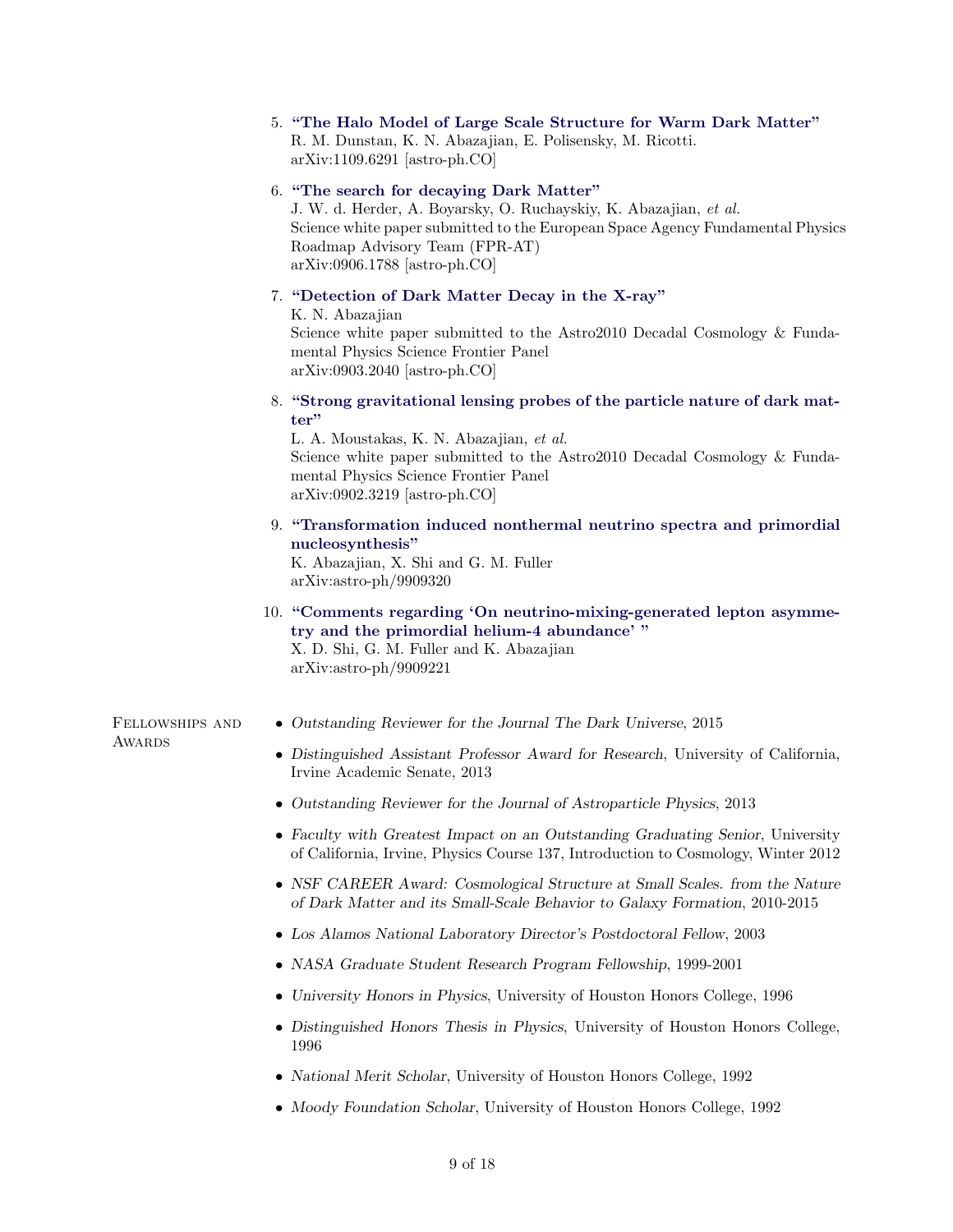5. **"The Halo Model of Large Scale Structure for Warm Dark Matter"**
   R. M. Dunstan, K. N. Abazajian, E. Polisensky, M. Ricotti.
   arXiv:1109.6291 [astro-ph.CO]

6. **"The search for decaying Dark Matter"**
   J. W. d. Herder, A. Boyarsky, O. Ruchayskiy, K. Abazajian, *et al.*
   Science white paper submitted to the European Space Agency Fundamental Physics Roadmap Advisory Team (FPR-AT)
   arXiv:0906.1788 [astro-ph.CO]

7. **"Detection of Dark Matter Decay in the X-ray"**
   K. N. Abazajian
   Science white paper submitted to the Astro2010 Decadal Cosmology & Fundamental Physics Science Frontier Panel
   arXiv:0903.2040 [astro-ph.CO]

8. **"Strong gravitational lensing probes of the particle nature of dark matter"**
   L. A. Moustakas, K. N. Abazajian, *et al.*
   Science white paper submitted to the Astro2010 Decadal Cosmology & Fundamental Physics Science Frontier Panel
   arXiv:0902.3219 [astro-ph.CO]

9. **"Transformation induced nonthermal neutrino spectra and primordial nucleosynthesis"**
   K. Abazajian, X. Shi and G. M. Fuller
   arXiv:astro-ph/9909320

10. **"Comments regarding 'On neutrino-mixing-generated lepton asymmetry and the primordial helium-4 abundance' "**
    X. D. Shi, G. M. Fuller and K. Abazajian
    arXiv:astro-ph/9909221

## Fellowships and Awards

- *Outstanding Reviewer for the Journal The Dark Universe*, 2015
- *Distinguished Assistant Professor Award for Research*, University of California, Irvine Academic Senate, 2013
- *Outstanding Reviewer for the Journal of Astroparticle Physics*, 2013
- *Faculty with Greatest Impact on an Outstanding Graduating Senior*, University of California, Irvine, Physics Course 137, Introduction to Cosmology, Winter 2012
- *NSF CAREER Award: Cosmological Structure at Small Scales. from the Nature of Dark Matter and its Small-Scale Behavior to Galaxy Formation*, 2010-2015
- *Los Alamos National Laboratory Director's Postdoctoral Fellow*, 2003
- *NASA Graduate Student Research Program Fellowship*, 1999-2001
- *University Honors in Physics*, University of Houston Honors College, 1996
- *Distinguished Honors Thesis in Physics*, University of Houston Honors College, 1996
- *National Merit Scholar*, University of Houston Honors College, 1992
- *Moody Foundation Scholar*, University of Houston Honors College, 1992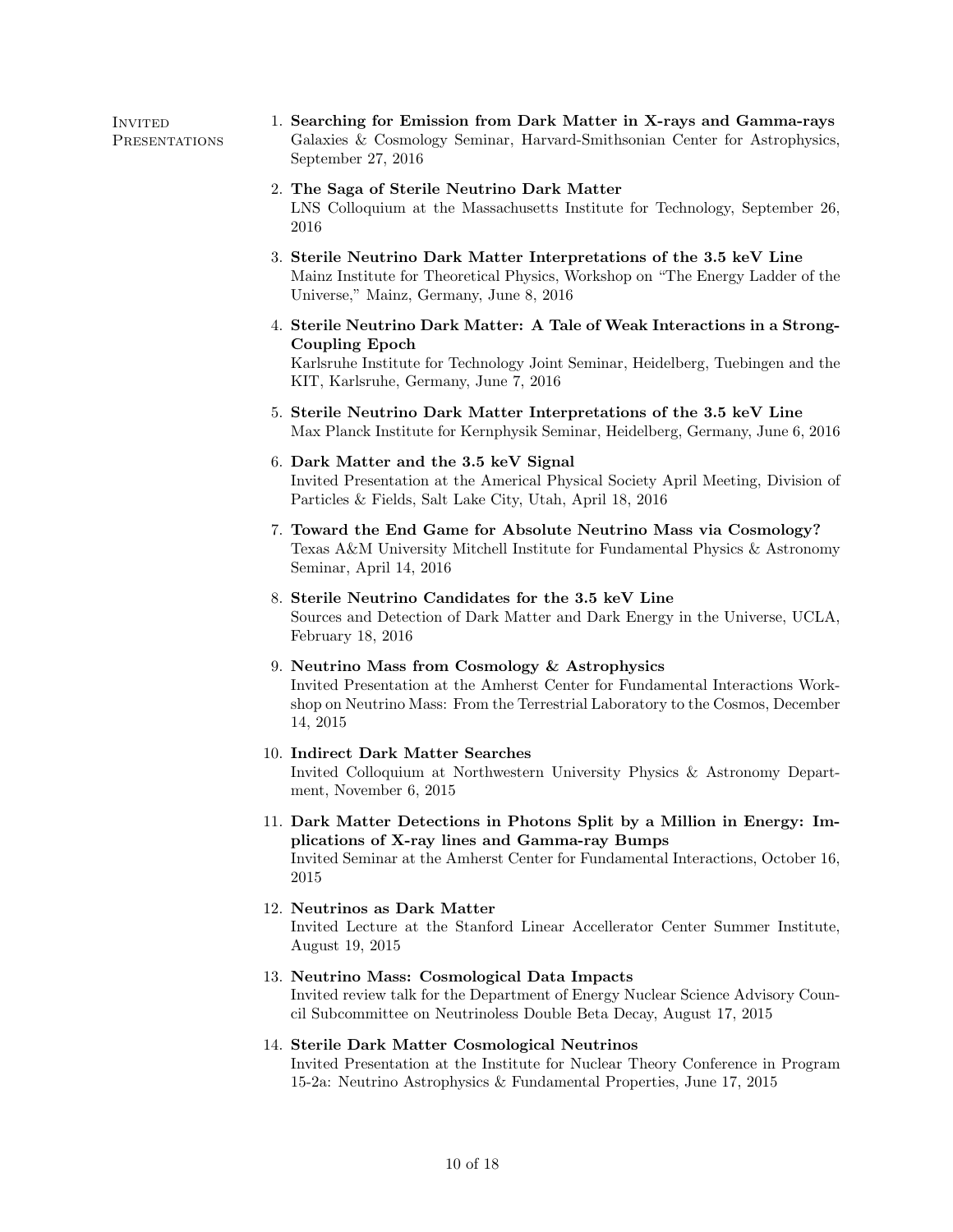## Invited Presentations

1. **Searching for Emission from Dark Matter in X-rays and Gamma-rays**
   Galaxies & Cosmology Seminar, Harvard-Smithsonian Center for Astrophysics, September 27, 2016

2. **The Saga of Sterile Neutrino Dark Matter**
   LNS Colloquium at the Massachusetts Institute for Technology, September 26, 2016

3. **Sterile Neutrino Dark Matter Interpretations of the 3.5 keV Line**
   Mainz Institute for Theoretical Physics, Workshop on "The Energy Ladder of the Universe," Mainz, Germany, June 8, 2016

4. **Sterile Neutrino Dark Matter: A Tale of Weak Interactions in a Strong-Coupling Epoch**
   Karlsruhe Institute for Technology Joint Seminar, Heidelberg, Tuebingen and the KIT, Karlsruhe, Germany, June 7, 2016

5. **Sterile Neutrino Dark Matter Interpretations of the 3.5 keV Line**
   Max Planck Institute for Kernphysik Seminar, Heidelberg, Germany, June 6, 2016

6. **Dark Matter and the 3.5 keV Signal**
   Invited Presentation at the Americal Physical Society April Meeting, Division of Particles & Fields, Salt Lake City, Utah, April 18, 2016

7. **Toward the End Game for Absolute Neutrino Mass via Cosmology?**
   Texas A&M University Mitchell Institute for Fundamental Physics & Astronomy Seminar, April 14, 2016

8. **Sterile Neutrino Candidates for the 3.5 keV Line**
   Sources and Detection of Dark Matter and Dark Energy in the Universe, UCLA, February 18, 2016

9. **Neutrino Mass from Cosmology & Astrophysics**
   Invited Presentation at the Amherst Center for Fundamental Interactions Workshop on Neutrino Mass: From the Terrestrial Laboratory to the Cosmos, December 14, 2015

10. **Indirect Dark Matter Searches**
    Invited Colloquium at Northwestern University Physics & Astronomy Department, November 6, 2015

11. **Dark Matter Detections in Photons Split by a Million in Energy: Implications of X-ray lines and Gamma-ray Bumps**
    Invited Seminar at the Amherst Center for Fundamental Interactions, October 16, 2015

12. **Neutrinos as Dark Matter**
    Invited Lecture at the Stanford Linear Accellerator Center Summer Institute, August 19, 2015

13. **Neutrino Mass: Cosmological Data Impacts**
    Invited review talk for the Department of Energy Nuclear Science Advisory Council Subcommittee on Neutrinoless Double Beta Decay, August 17, 2015

14. **Sterile Dark Matter Cosmological Neutrinos**
    Invited Presentation at the Institute for Nuclear Theory Conference in Program 15-2a: Neutrino Astrophysics & Fundamental Properties, June 17, 2015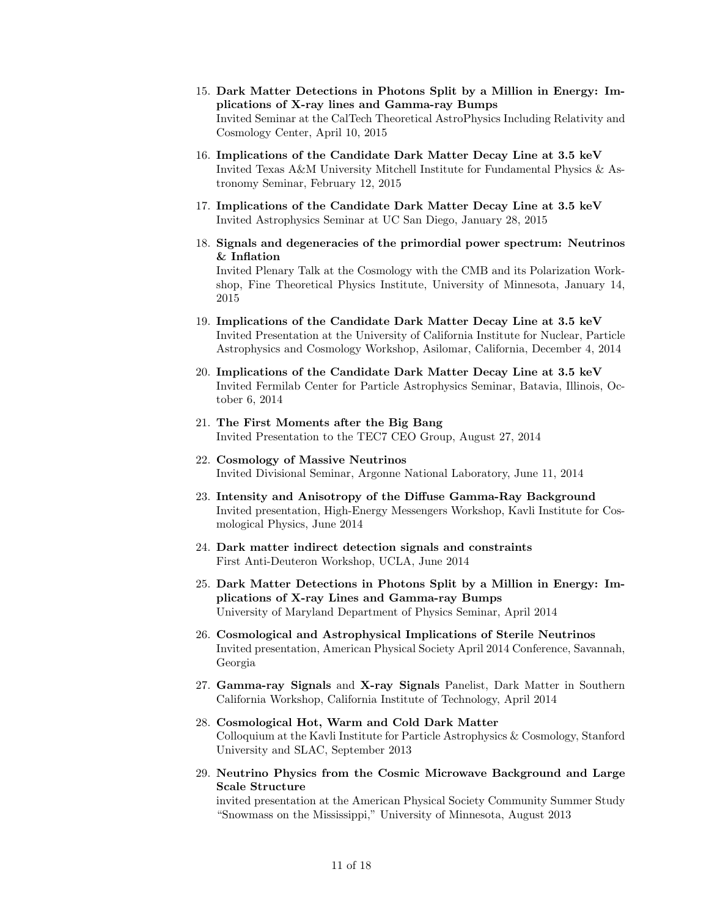15. **Dark Matter Detections in Photons Split by a Million in Energy: Implications of X-ray lines and Gamma-ray Bumps**
    Invited Seminar at the CalTech Theoretical AstroPhysics Including Relativity and Cosmology Center, April 10, 2015

16. **Implications of the Candidate Dark Matter Decay Line at 3.5 keV**
    Invited Texas A&M University Mitchell Institute for Fundamental Physics & Astronomy Seminar, February 12, 2015

17. **Implications of the Candidate Dark Matter Decay Line at 3.5 keV**
    Invited Astrophysics Seminar at UC San Diego, January 28, 2015

18. **Signals and degeneracies of the primordial power spectrum: Neutrinos & Inflation**
    Invited Plenary Talk at the Cosmology with the CMB and its Polarization Workshop, Fine Theoretical Physics Institute, University of Minnesota, January 14, 2015

19. **Implications of the Candidate Dark Matter Decay Line at 3.5 keV**
    Invited Presentation at the University of California Institute for Nuclear, Particle Astrophysics and Cosmology Workshop, Asilomar, California, December 4, 2014

20. **Implications of the Candidate Dark Matter Decay Line at 3.5 keV**
    Invited Fermilab Center for Particle Astrophysics Seminar, Batavia, Illinois, October 6, 2014

21. **The First Moments after the Big Bang**
    Invited Presentation to the TEC7 CEO Group, August 27, 2014

22. **Cosmology of Massive Neutrinos**
    Invited Divisional Seminar, Argonne National Laboratory, June 11, 2014

23. **Intensity and Anisotropy of the Diffuse Gamma-Ray Background**
    Invited presentation, High-Energy Messengers Workshop, Kavli Institute for Cosmological Physics, June 2014

24. **Dark matter indirect detection signals and constraints**
    First Anti-Deuteron Workshop, UCLA, June 2014

25. **Dark Matter Detections in Photons Split by a Million in Energy: Implications of X-ray Lines and Gamma-ray Bumps**
    University of Maryland Department of Physics Seminar, April 2014

26. **Cosmological and Astrophysical Implications of Sterile Neutrinos**
    Invited presentation, American Physical Society April 2014 Conference, Savannah, Georgia

27. **Gamma-ray Signals** and **X-ray Signals** Panelist, Dark Matter in Southern California Workshop, California Institute of Technology, April 2014

28. **Cosmological Hot, Warm and Cold Dark Matter**
    Colloquium at the Kavli Institute for Particle Astrophysics & Cosmology, Stanford University and SLAC, September 2013

29. **Neutrino Physics from the Cosmic Microwave Background and Large Scale Structure**
    invited presentation at the American Physical Society Community Summer Study "Snowmass on the Mississippi," University of Minnesota, August 2013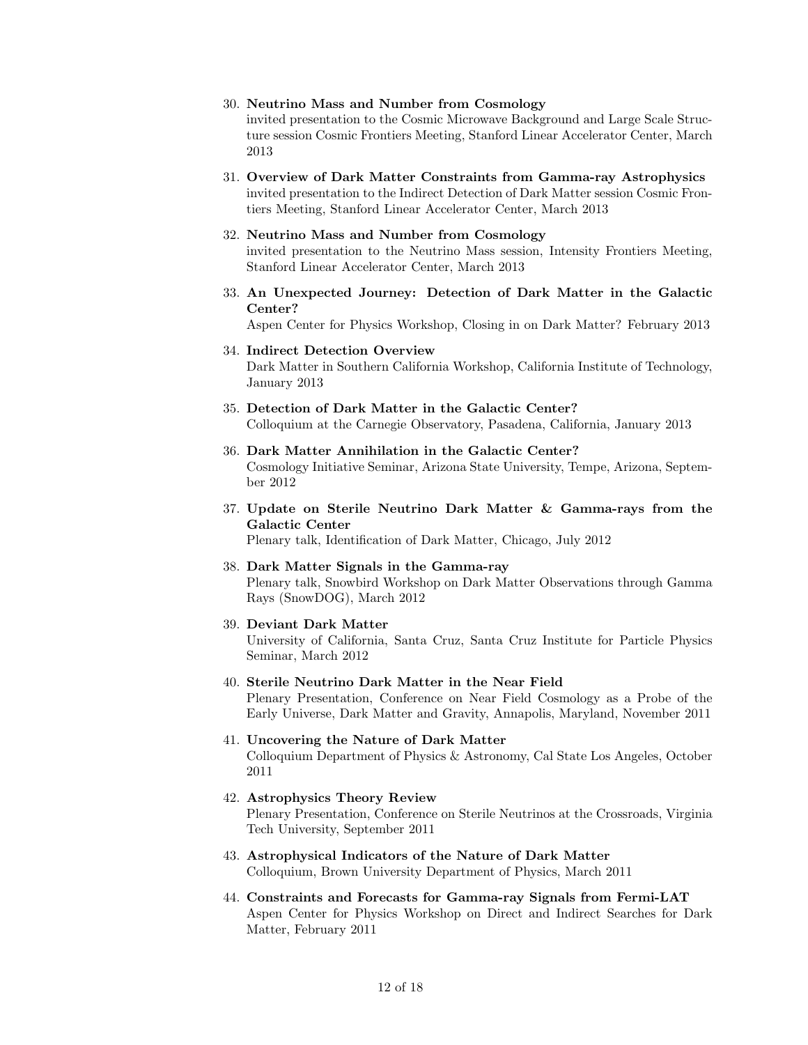30. **Neutrino Mass and Number from Cosmology**
    invited presentation to the Cosmic Microwave Background and Large Scale Structure session Cosmic Frontiers Meeting, Stanford Linear Accelerator Center, March 2013

31. **Overview of Dark Matter Constraints from Gamma-ray Astrophysics**
    invited presentation to the Indirect Detection of Dark Matter session Cosmic Frontiers Meeting, Stanford Linear Accelerator Center, March 2013

32. **Neutrino Mass and Number from Cosmology**
    invited presentation to the Neutrino Mass session, Intensity Frontiers Meeting, Stanford Linear Accelerator Center, March 2013

33. **An Unexpected Journey: Detection of Dark Matter in the Galactic Center?**
    Aspen Center for Physics Workshop, Closing in on Dark Matter? February 2013

34. **Indirect Detection Overview**
    Dark Matter in Southern California Workshop, California Institute of Technology, January 2013

35. **Detection of Dark Matter in the Galactic Center?**
    Colloquium at the Carnegie Observatory, Pasadena, California, January 2013

36. **Dark Matter Annihilation in the Galactic Center?**
    Cosmology Initiative Seminar, Arizona State University, Tempe, Arizona, September 2012

37. **Update on Sterile Neutrino Dark Matter & Gamma-rays from the Galactic Center**
    Plenary talk, Identification of Dark Matter, Chicago, July 2012

38. **Dark Matter Signals in the Gamma-ray**
    Plenary talk, Snowbird Workshop on Dark Matter Observations through Gamma Rays (SnowDOG), March 2012

39. **Deviant Dark Matter**
    University of California, Santa Cruz, Santa Cruz Institute for Particle Physics Seminar, March 2012

40. **Sterile Neutrino Dark Matter in the Near Field**
    Plenary Presentation, Conference on Near Field Cosmology as a Probe of the Early Universe, Dark Matter and Gravity, Annapolis, Maryland, November 2011

41. **Uncovering the Nature of Dark Matter**
    Colloquium Department of Physics & Astronomy, Cal State Los Angeles, October 2011

42. **Astrophysics Theory Review**
    Plenary Presentation, Conference on Sterile Neutrinos at the Crossroads, Virginia Tech University, September 2011

43. **Astrophysical Indicators of the Nature of Dark Matter**
    Colloquium, Brown University Department of Physics, March 2011

44. **Constraints and Forecasts for Gamma-ray Signals from Fermi-LAT**
    Aspen Center for Physics Workshop on Direct and Indirect Searches for Dark Matter, February 2011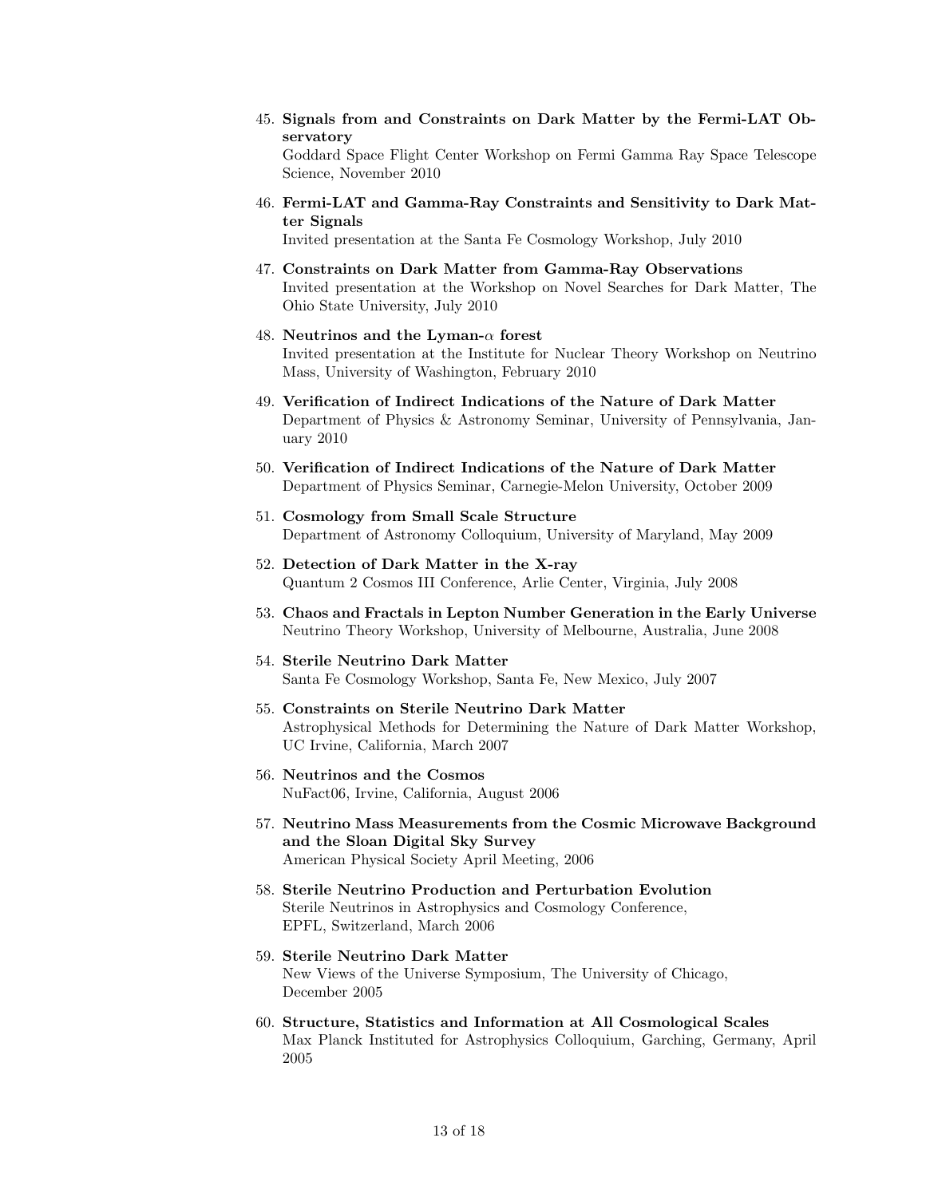45. **Signals from and Constraints on Dark Matter by the Fermi-LAT Observatory**
    Goddard Space Flight Center Workshop on Fermi Gamma Ray Space Telescope Science, November 2010

46. **Fermi-LAT and Gamma-Ray Constraints and Sensitivity to Dark Matter Signals**
    Invited presentation at the Santa Fe Cosmology Workshop, July 2010

47. **Constraints on Dark Matter from Gamma-Ray Observations**
    Invited presentation at the Workshop on Novel Searches for Dark Matter, The Ohio State University, July 2010

48. **Neutrinos and the Lyman-$\alpha$ forest**
    Invited presentation at the Institute for Nuclear Theory Workshop on Neutrino Mass, University of Washington, February 2010

49. **Verification of Indirect Indications of the Nature of Dark Matter**
    Department of Physics & Astronomy Seminar, University of Pennsylvania, January 2010

50. **Verification of Indirect Indications of the Nature of Dark Matter**
    Department of Physics Seminar, Carnegie-Melon University, October 2009

51. **Cosmology from Small Scale Structure**
    Department of Astronomy Colloquium, University of Maryland, May 2009

52. **Detection of Dark Matter in the X-ray**
    Quantum 2 Cosmos III Conference, Arlie Center, Virginia, July 2008

53. **Chaos and Fractals in Lepton Number Generation in the Early Universe**
    Neutrino Theory Workshop, University of Melbourne, Australia, June 2008

54. **Sterile Neutrino Dark Matter**
    Santa Fe Cosmology Workshop, Santa Fe, New Mexico, July 2007

55. **Constraints on Sterile Neutrino Dark Matter**
    Astrophysical Methods for Determining the Nature of Dark Matter Workshop, UC Irvine, California, March 2007

56. **Neutrinos and the Cosmos**
    NuFact06, Irvine, California, August 2006

57. **Neutrino Mass Measurements from the Cosmic Microwave Background and the Sloan Digital Sky Survey**
    American Physical Society April Meeting, 2006

58. **Sterile Neutrino Production and Perturbation Evolution**
    Sterile Neutrinos in Astrophysics and Cosmology Conference,
    EPFL, Switzerland, March 2006

59. **Sterile Neutrino Dark Matter**
    New Views of the Universe Symposium, The University of Chicago,
    December 2005

60. **Structure, Statistics and Information at All Cosmological Scales**
    Max Planck Instituted for Astrophysics Colloquium, Garching, Germany, April 2005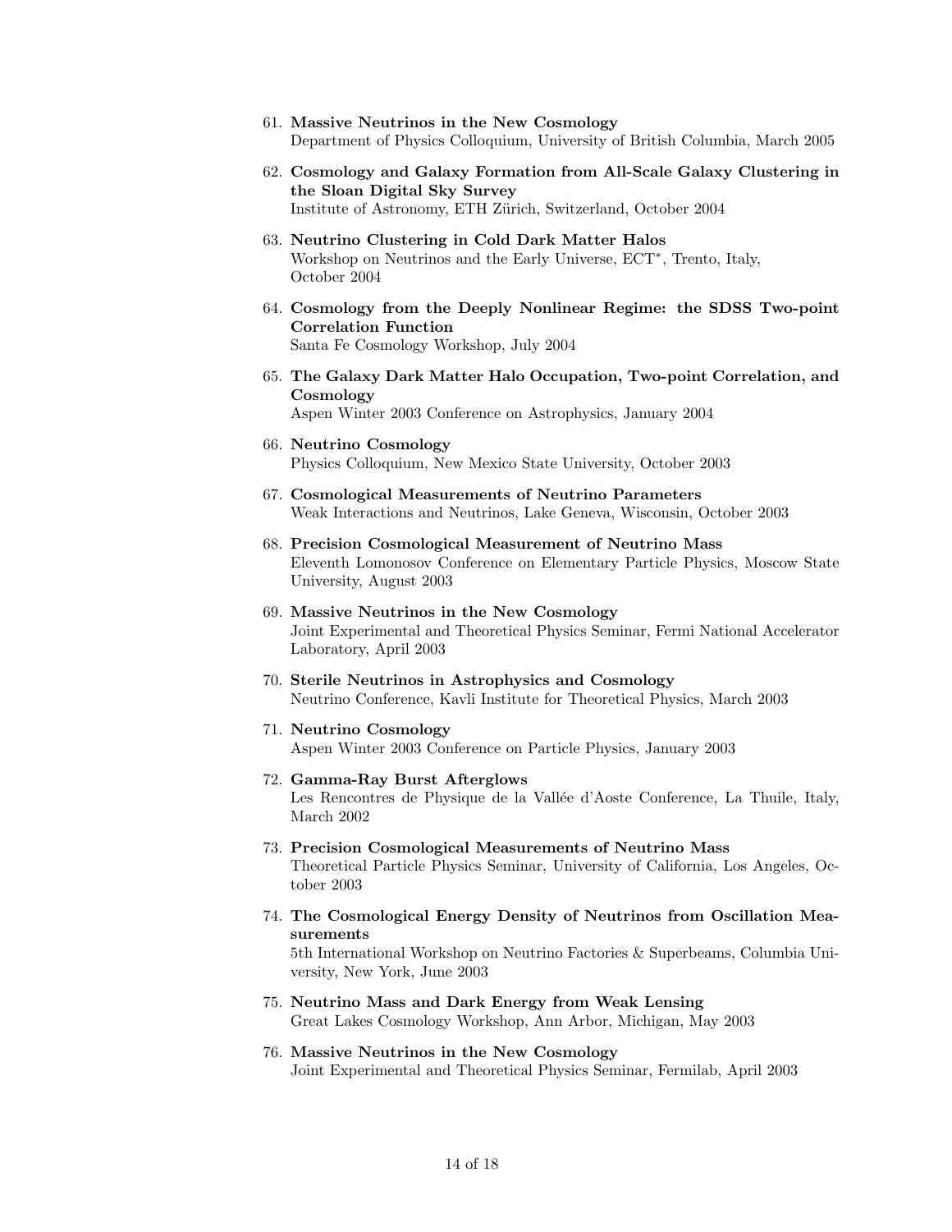61. **Massive Neutrinos in the New Cosmology**
    Department of Physics Colloquium, University of British Columbia, March 2005

62. **Cosmology and Galaxy Formation from All-Scale Galaxy Clustering in the Sloan Digital Sky Survey**
    Institute of Astronomy, ETH Zürich, Switzerland, October 2004

63. **Neutrino Clustering in Cold Dark Matter Halos**
    Workshop on Neutrinos and the Early Universe, ECT*, Trento, Italy, October 2004

64. **Cosmology from the Deeply Nonlinear Regime: the SDSS Two-point Correlation Function**
    Santa Fe Cosmology Workshop, July 2004

65. **The Galaxy Dark Matter Halo Occupation, Two-point Correlation, and Cosmology**
    Aspen Winter 2003 Conference on Astrophysics, January 2004

66. **Neutrino Cosmology**
    Physics Colloquium, New Mexico State University, October 2003

67. **Cosmological Measurements of Neutrino Parameters**
    Weak Interactions and Neutrinos, Lake Geneva, Wisconsin, October 2003

68. **Precision Cosmological Measurement of Neutrino Mass**
    Eleventh Lomonosov Conference on Elementary Particle Physics, Moscow State University, August 2003

69. **Massive Neutrinos in the New Cosmology**
    Joint Experimental and Theoretical Physics Seminar, Fermi National Accelerator Laboratory, April 2003

70. **Sterile Neutrinos in Astrophysics and Cosmology**
    Neutrino Conference, Kavli Institute for Theoretical Physics, March 2003

71. **Neutrino Cosmology**
    Aspen Winter 2003 Conference on Particle Physics, January 2003

72. **Gamma-Ray Burst Afterglows**
    Les Rencontres de Physique de la Vallée d'Aoste Conference, La Thuile, Italy, March 2002

73. **Precision Cosmological Measurements of Neutrino Mass**
    Theoretical Particle Physics Seminar, University of California, Los Angeles, October 2003

74. **The Cosmological Energy Density of Neutrinos from Oscillation Measurements**
    5th International Workshop on Neutrino Factories & Superbeams, Columbia University, New York, June 2003

75. **Neutrino Mass and Dark Energy from Weak Lensing**
    Great Lakes Cosmology Workshop, Ann Arbor, Michigan, May 2003

76. **Massive Neutrinos in the New Cosmology**
    Joint Experimental and Theoretical Physics Seminar, Fermilab, April 2003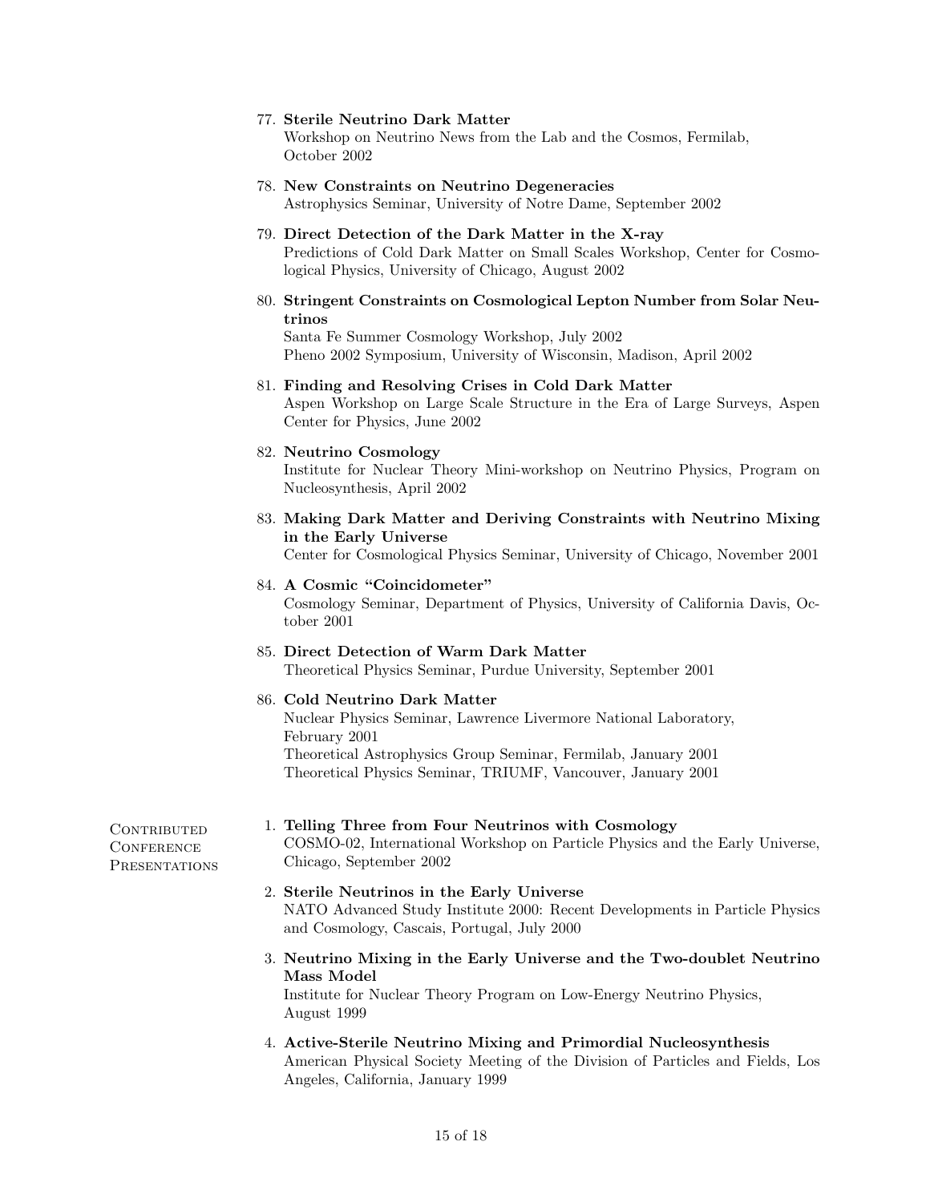77. **Sterile Neutrino Dark Matter**
    Workshop on Neutrino News from the Lab and the Cosmos, Fermilab, October 2002

78. **New Constraints on Neutrino Degeneracies**
    Astrophysics Seminar, University of Notre Dame, September 2002

79. **Direct Detection of the Dark Matter in the X-ray**
    Predictions of Cold Dark Matter on Small Scales Workshop, Center for Cosmological Physics, University of Chicago, August 2002

80. **Stringent Constraints on Cosmological Lepton Number from Solar Neutrinos**
    Santa Fe Summer Cosmology Workshop, July 2002
    Pheno 2002 Symposium, University of Wisconsin, Madison, April 2002

81. **Finding and Resolving Crises in Cold Dark Matter**
    Aspen Workshop on Large Scale Structure in the Era of Large Surveys, Aspen Center for Physics, June 2002

82. **Neutrino Cosmology**
    Institute for Nuclear Theory Mini-workshop on Neutrino Physics, Program on Nucleosynthesis, April 2002

83. **Making Dark Matter and Deriving Constraints with Neutrino Mixing in the Early Universe**
    Center for Cosmological Physics Seminar, University of Chicago, November 2001

84. **A Cosmic "Coincidometer"**
    Cosmology Seminar, Department of Physics, University of California Davis, October 2001

85. **Direct Detection of Warm Dark Matter**
    Theoretical Physics Seminar, Purdue University, September 2001

86. **Cold Neutrino Dark Matter**
    Nuclear Physics Seminar, Lawrence Livermore National Laboratory, February 2001
    Theoretical Astrophysics Group Seminar, Fermilab, January 2001
    Theoretical Physics Seminar, TRIUMF, Vancouver, January 2001

## Contributed Conference Presentations

1. **Telling Three from Four Neutrinos with Cosmology**
   COSMO-02, International Workshop on Particle Physics and the Early Universe, Chicago, September 2002

2. **Sterile Neutrinos in the Early Universe**
   NATO Advanced Study Institute 2000: Recent Developments in Particle Physics and Cosmology, Cascais, Portugal, July 2000

3. **Neutrino Mixing in the Early Universe and the Two-doublet Neutrino Mass Model**
   Institute for Nuclear Theory Program on Low-Energy Neutrino Physics, August 1999

4. **Active-Sterile Neutrino Mixing and Primordial Nucleosynthesis**
   American Physical Society Meeting of the Division of Particles and Fields, Los Angeles, California, January 1999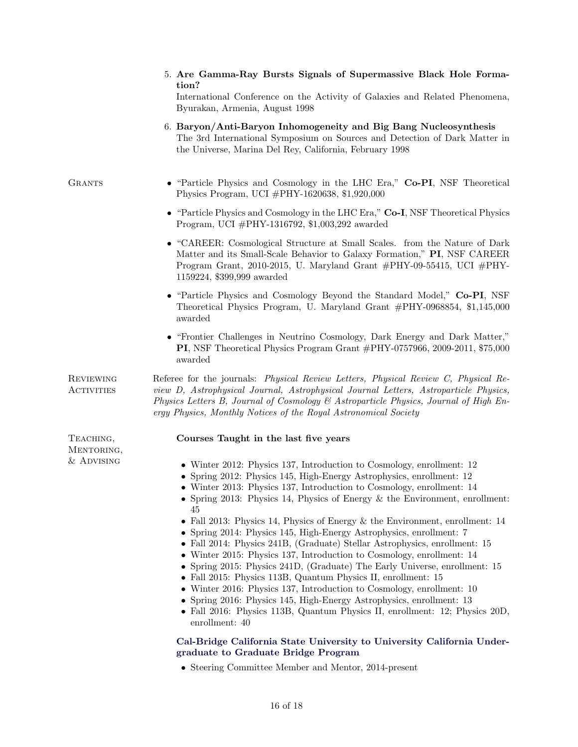5. **Are Gamma-Ray Bursts Signals of Supermassive Black Hole Formation?**
   International Conference on the Activity of Galaxies and Related Phenomena, Byurakan, Armenia, August 1998

6. **Baryon/Anti-Baryon Inhomogeneity and Big Bang Nucleosynthesis**
   The 3rd International Symposium on Sources and Detection of Dark Matter in the Universe, Marina Del Rey, California, February 1998

## Grants

- "Particle Physics and Cosmology in the LHC Era," **Co-PI**, NSF Theoretical Physics Program, UCI #PHY-1620638, $1,920,000
- "Particle Physics and Cosmology in the LHC Era," **Co-I**, NSF Theoretical Physics Program, UCI #PHY-1316792, $1,003,292 awarded
- "CAREER: Cosmological Structure at Small Scales. from the Nature of Dark Matter and its Small-Scale Behavior to Galaxy Formation," **PI**, NSF CAREER Program Grant, 2010-2015, U. Maryland Grant #PHY-09-55415, UCI #PHY-1159224, $399,999 awarded
- "Particle Physics and Cosmology Beyond the Standard Model," **Co-PI**, NSF Theoretical Physics Program, U. Maryland Grant #PHY-0968854, $1,145,000 awarded
- "Frontier Challenges in Neutrino Cosmology, Dark Energy and Dark Matter," **PI**, NSF Theoretical Physics Program Grant #PHY-0757966, 2009-2011, $75,000 awarded

## Reviewing Activities

Referee for the journals: *Physical Review Letters, Physical Review C, Physical Review D, Astrophysical Journal, Astrophysical Journal Letters, Astroparticle Physics, Physics Letters B, Journal of Cosmology & Astroparticle Physics, Journal of High Energy Physics, Monthly Notices of the Royal Astronomical Society*

## Teaching, Mentoring, & Advising

**Courses Taught in the last five years**

- Winter 2012: Physics 137, Introduction to Cosmology, enrollment: 12
- Spring 2012: Physics 145, High-Energy Astrophysics, enrollment: 12
- Winter 2013: Physics 137, Introduction to Cosmology, enrollment: 14
- Spring 2013: Physics 14, Physics of Energy & the Environment, enrollment: 45
- Fall 2013: Physics 14, Physics of Energy & the Environment, enrollment: 14
- Spring 2014: Physics 145, High-Energy Astrophysics, enrollment: 7
- Fall 2014: Physics 241B, (Graduate) Stellar Astrophysics, enrollment: 15
- Winter 2015: Physics 137, Introduction to Cosmology, enrollment: 14
- Spring 2015: Physics 241D, (Graduate) The Early Universe, enrollment: 15
- Fall 2015: Physics 113B, Quantum Physics II, enrollment: 15
- Winter 2016: Physics 137, Introduction to Cosmology, enrollment: 10
- Spring 2016: Physics 145, High-Energy Astrophysics, enrollment: 13
- Fall 2016: Physics 113B, Quantum Physics II, enrollment: 12; Physics 20D, enrollment: 40

**Cal-Bridge California State University to University California Undergraduate to Graduate Bridge Program**

- Steering Committee Member and Mentor, 2014-present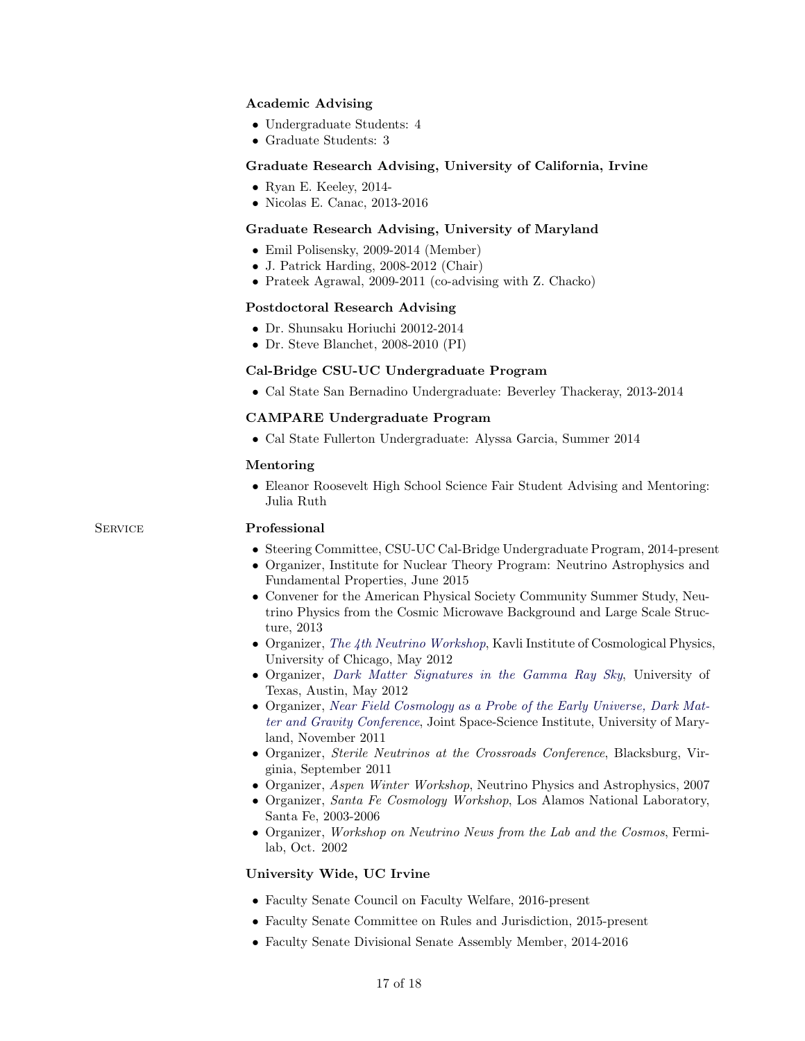### Academic Advising

- Undergraduate Students: 4
- Graduate Students: 3

### Graduate Research Advising, University of California, Irvine

- Ryan E. Keeley, 2014-
- Nicolas E. Canac, 2013-2016

### Graduate Research Advising, University of Maryland

- Emil Polisensky, 2009-2014 (Member)
- J. Patrick Harding, 2008-2012 (Chair)
- Prateek Agrawal, 2009-2011 (co-advising with Z. Chacko)

### Postdoctoral Research Advising

- Dr. Shunsaku Horiuchi 20012-2014
- Dr. Steve Blanchet, 2008-2010 (PI)

### Cal-Bridge CSU-UC Undergraduate Program

- Cal State San Bernadino Undergraduate: Beverley Thackeray, 2013-2014

### CAMPARE Undergraduate Program

- Cal State Fullerton Undergraduate: Alyssa Garcia, Summer 2014

### Mentoring

- Eleanor Roosevelt High School Science Fair Student Advising and Mentoring: Julia Ruth

## Service

### Professional

- Steering Committee, CSU-UC Cal-Bridge Undergraduate Program, 2014-present
- Organizer, Institute for Nuclear Theory Program: Neutrino Astrophysics and Fundamental Properties, June 2015
- Convener for the American Physical Society Community Summer Study, Neutrino Physics from the Cosmic Microwave Background and Large Scale Structure, 2013
- Organizer, *The 4th Neutrino Workshop*, Kavli Institute of Cosmological Physics, University of Chicago, May 2012
- Organizer, *Dark Matter Signatures in the Gamma Ray Sky*, University of Texas, Austin, May 2012
- Organizer, *Near Field Cosmology as a Probe of the Early Universe, Dark Matter and Gravity Conference*, Joint Space-Science Institute, University of Maryland, November 2011
- Organizer, *Sterile Neutrinos at the Crossroads Conference*, Blacksburg, Virginia, September 2011
- Organizer, *Aspen Winter Workshop*, Neutrino Physics and Astrophysics, 2007
- Organizer, *Santa Fe Cosmology Workshop*, Los Alamos National Laboratory, Santa Fe, 2003-2006
- Organizer, *Workshop on Neutrino News from the Lab and the Cosmos*, Fermilab, Oct. 2002

### University Wide, UC Irvine

- Faculty Senate Council on Faculty Welfare, 2016-present
- Faculty Senate Committee on Rules and Jurisdiction, 2015-present
- Faculty Senate Divisional Senate Assembly Member, 2014-2016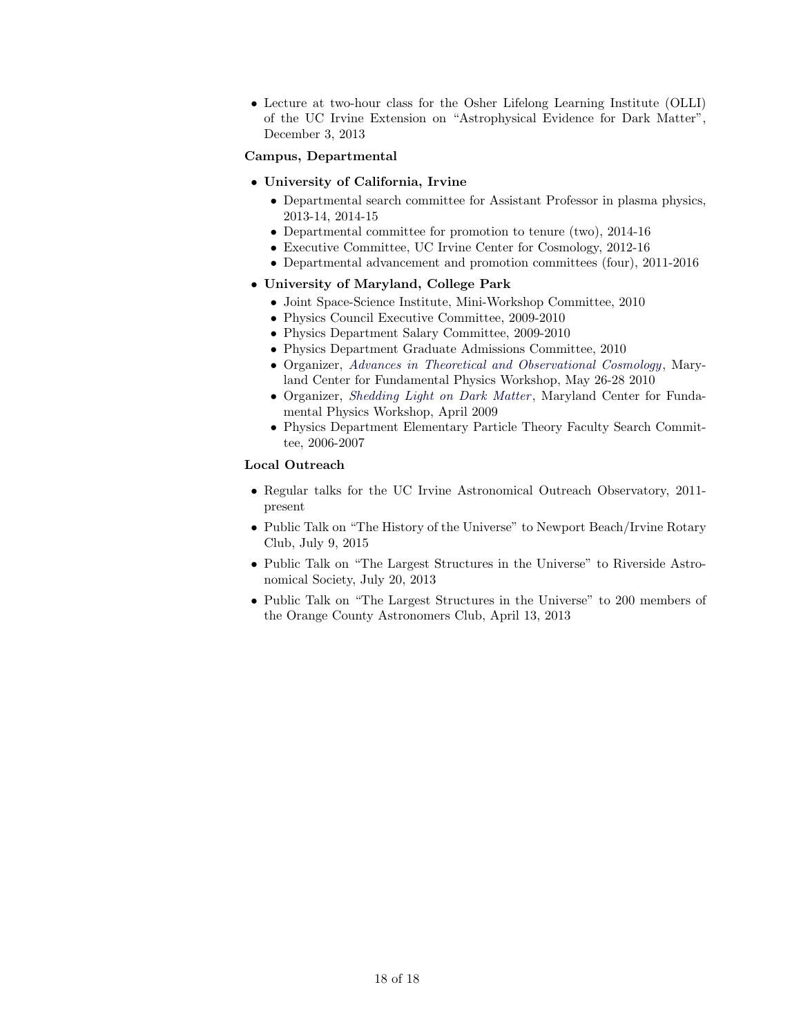- Lecture at two-hour class for the Osher Lifelong Learning Institute (OLLI) of the UC Irvine Extension on "Astrophysical Evidence for Dark Matter", December 3, 2013

**Campus, Departmental**

- **University of California, Irvine**
  - Departmental search committee for Assistant Professor in plasma physics, 2013-14, 2014-15
  - Departmental committee for promotion to tenure (two), 2014-16
  - Executive Committee, UC Irvine Center for Cosmology, 2012-16
  - Departmental advancement and promotion committees (four), 2011-2016
- **University of Maryland, College Park**
  - Joint Space-Science Institute, Mini-Workshop Committee, 2010
  - Physics Council Executive Committee, 2009-2010
  - Physics Department Salary Committee, 2009-2010
  - Physics Department Graduate Admissions Committee, 2010
  - Organizer, *Advances in Theoretical and Observational Cosmology*, Maryland Center for Fundamental Physics Workshop, May 26-28 2010
  - Organizer, *Shedding Light on Dark Matter*, Maryland Center for Fundamental Physics Workshop, April 2009
  - Physics Department Elementary Particle Theory Faculty Search Committee, 2006-2007

**Local Outreach**

- Regular talks for the UC Irvine Astronomical Outreach Observatory, 2011-present
- Public Talk on "The History of the Universe" to Newport Beach/Irvine Rotary Club, July 9, 2015
- Public Talk on "The Largest Structures in the Universe" to Riverside Astronomical Society, July 20, 2013
- Public Talk on "The Largest Structures in the Universe" to 200 members of the Orange County Astronomers Club, April 13, 2013